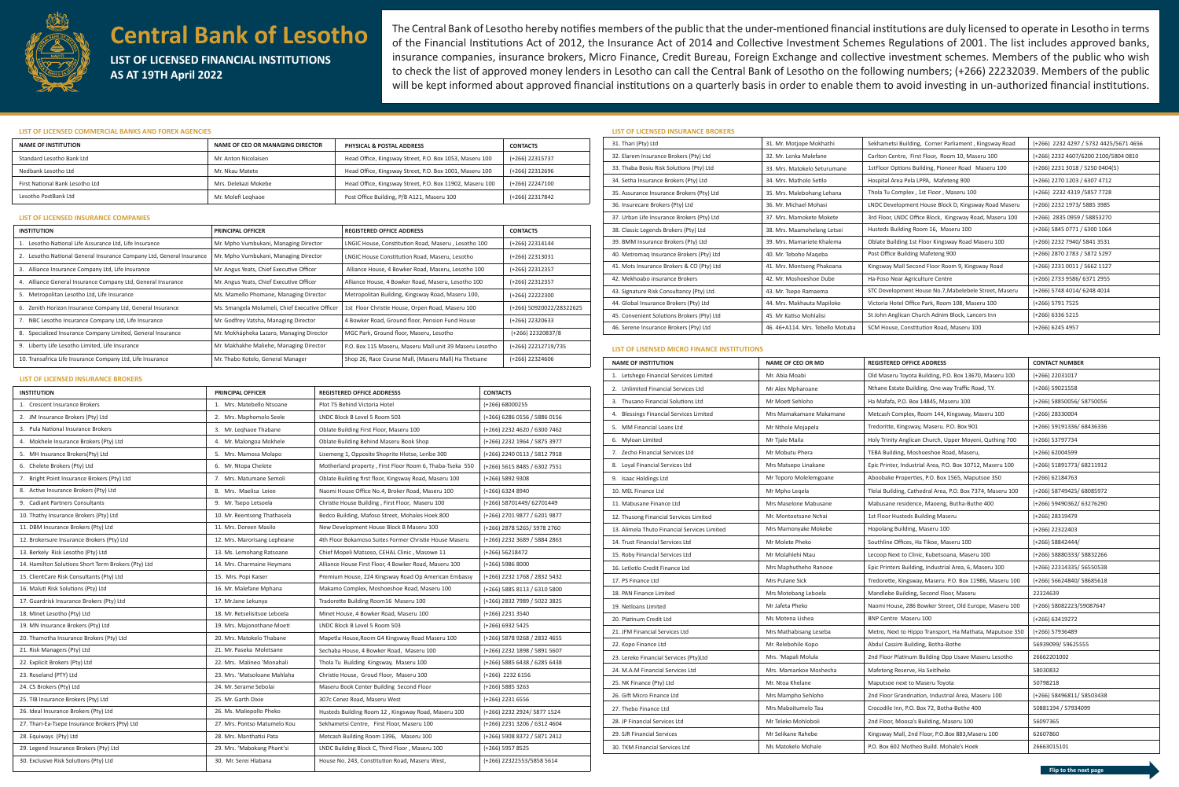# Central Bank of Lesotho

**LIST OF LICENSED FINANCIAL INSTITUTIONS AS AT 19TH April 2022**

The Central Bank of Lesotho hereby notifies members of the public that the under-mentioned financial institutions are duly licensed to operate in Lesotho in terms of the Financial Institutions Act of 2012, the Insurance Act of 2014 and Collective Investment Schemes Regulations of 2001. The list includes approved banks, insurance companies, insurance brokers, Micro Finance, Credit Bureau, Foreign Exchange and collective investment schemes. Members of the public who wish to check the list of approved money lenders in Lesotho can call the Central Bank of Lesotho on the following numbers; (+266) 22232039. Members of the public will be kept informed about approved financial institutions on a quarterly basis in order to enable them to avoid investing in un-authorized financial institutions.

## LIST OF LICENSED COMMERCIAL BANKS AND FOREX AGENCIES

| NAME OF INSTITUTION | NAME OF CEO OR MANAGING DIRECTOR | PHYSICAL & POSTAL ADDRESS | CONTACTS |
|---|---|---|---|
| Standard Lesotho Bank Ltd | Mr. Anton Nicolaisen | Head Office, Kingsway Street, P.O. Box 1053, Maseru 100 | (+266) 22315737 |
| Nedbank Lesotho Ltd | Mr. Nkau Matete | Head Office, Kingsway Street, P.O. Box 1001, Maseru 100 | (+266) 22312696 |
| First National Bank Lesotho Ltd | Mrs. Delekazi Mokebe | Head Office, Kingsway Street, P.O. Box 11902, Maseru 100 | (+266) 22247100 |
| Lesotho PostBank Ltd | Mr. Molefi Leqhaoe | Post Office Building, P/B A121, Maseru 100 | (+266) 22317842 |

## LIST OF LICENSED INSURANCE COMPANIES

| INSTITUTION | PRINCIPAL OFFICER | REGISTERED OFFICE ADDRESS | CONTACTS |
|---|---|---|---|
| 1. Lesotho National Life Assurance Ltd, Life Insurance | Mr. Mpho Vumbukani, Managing Director | LNGIC House, Constitution Road, Maseru , Lesotho 100 | (+266) 22314144 |
| 2. Lesotho National General Insurance Company Ltd, General Insurance | Mr. Mpho Vumbukani, Managing Director | LNGIC House Constitution Road, Maseru, Lesotho | (+266) 22313031 |
| 3. Alliance Insurance Company Ltd, Life Insurance | Mr. Angus Yeats, Chief Executive Officer | Alliance House, 4 Bowker Road, Maseru, Lesotho 100 | (+266) 22312357 |
| 4. Alliance General Insurance Company Ltd, General Insurance | Mr. Angus Yeats, Chief Executive Officer | Alliance House, 4 Bowker Road, Maseru, Lesotho 100 | (+266) 22312357 |
| 5. Metropolitan Lesotho Ltd, Life Insurance | Ms. Mamello Phomane, Managing Director | Metropolitan Building, Kingsway Road, Maseru 100, | (+266) 22222300 |
| 6. Zenith Horizon Insurance Company Ltd, General Insurance | Ms. Smangela Molumeli, Chief Executive Officer | 1st Floor Christie House, Orpen Road, Maseru 100 | (+266) 50920022/28322625 |
| 7. NBC Lesotho Insurance Company Ltd, Life Insurance | Mr. Godfrey Vatsha, Managing Director | 4 Bowker Road, Ground floor, Pension Fund House | (+266) 22320633 |
| 8. Specialized Insurance Company Limited, General Insurance | Mr. Mokhapheka Lazaro, Managing Director | MGC Park, Ground floor, Maseru, Lesotho | (+266) 22320837/8 |
| 9. Liberty Life Lesotho Limited, Life Insurance | Mr. Makhakhe Maliehe, Managing Director | P.O. Box 115 Maseru, Maseru Mall unit 39 Maseru Lesotho | (+266) 22212719/735 |
| 10. Transafrica Life Insurance Company Ltd, Life Insurance | Mr. Thabo Kotelo, General Manager | Shop 26, Race Course Mall, (Maseru Mall) Ha Thetsane | (+266) 22324606 |

## LIST OF LICENSED INSURANCE BROKERS

| INSTITUTION | PRINCIPAL OFFICER | REGISTERED OFFICE ADDRESSS | CONTACTS |
|---|---|---|---|
| 1. Crescent Insurance Brokers | 1. Mrs. Matebello Ntsoane | Plot 75 Behind Victoria Hotel | (+266) 68000255 |
| 2. JM Insurance Brokers (Pty) Ltd | 2. Mrs. Maphomolo Seele | LNDC Block B Level 5 Room 503 | (+266) 6286 0156 / 5886 0156 |
| 3. Pula National Insurance Brokers | 3. Mr. Leqhaoe Thabane | Oblate Building First Floor, Maseru 100 | (+266) 2232 4620 / 6300 7462 |
| 4. Mokhele Insurance Brokers (Pty) Ltd | 4. Mr. Malongoa Mokhele | Oblate Building Behind Maseru Book Shop | (+266) 2232 1964 / 5875 3977 |
| 5. MH Insurance Brokers(Pty) Ltd | 5. Mrs. Mamosa Molapo | Lisemeng 1, Opposite Shoprite Hlotse, Leribe 300 | (+266) 2240 0113 / 5812 7918 |
| 6. Chelete Brokers (Pty) Ltd | 6. Mr. Ntopa Chelete | Motherland property , First Floor Room 6, Thaba-Tseka 550 | (+266) 5615 8485 / 6302 7551 |
| 7. Bright Point Insurance Brokers (Pty) Ltd | 7. Mrs. Matumane Semoli | Oblate Building first floor, Kingsway Road, Maseru 100 | (+266) 5892 9308 |
| 8. Active Insurance Brokers (Pty) Ltd | 8. Mrs. Maelisa Leiee | Naomi House Office No.4, Broker Road, Maseru 100 | (+266) 6324 8940 |
| 9. Cadiant Partners Consultants | 9. Mr. Tsepo Letsoela | Christie House Building , First Floor, Maseru 100 | (+266) 58701449/ 62701449 |
| 10. Thathy Insurance Brokers (Pty) Ltd | 10. Mr. Reentseng Thathasela | Bedco Building, Mafoso Street, Mohales Hoek 800 | (+266) 2701 9877 / 6201 9877 |
| 11. DBM Insurance Brokers (Pty) Ltd | 11. Mrs. Doreen Masilo | New Development House Block B Maseru 100 | (+266) 2878 5265/ 5978 2760 |
| 12. Brokersure Insurance Brokers (Pty) Ltd | 12. Mrs. Marorisang Lepheane | 4th Floor Bokamoso Suites Former Christie House Maseru | (+266) 2232 3689 / 5884 2863 |
| 13. Berkely Risk Lesotho (Pty) Ltd | 13. Ms. Lemohang Ratsoane | Chief Mopeli Matsoso, CEHAL Clinic , Masowe 11 | (+266) 56218472 |
| 14. Hamilton Solutions Short Term Brokers (Pty) Ltd | 14. Mrs. Charmaine Heymans | Alliance House First Floor, 4 Bowker Road, Maseru 100 | (+266) 5986 8000 |
| 15. ClientCare Risk Consultants (Pty) Ltd | 15. Mrs. Popi Kaiser | Premium House, 224 Kingsway Road Op American Embassy | (+266) 2232 1768 / 2832 5432 |
| 16. Maluti Risk Solutions (Pty) Ltd | 16. Mr. Malefane Mphana | Makamo Complex, Moshoeshoe Road, Maseru 100 | (+266) 5885 8113 / 6310 5800 |
| 17. Guardrisk Insurance Brokers (Pty) Ltd | 17. Mr.Jane Lekunya | Tradorette Building Room16 Maseru 100 | (+266) 2832 7989 / 5022 3825 |
| 18. Minet Lesotho (Pty) Ltd | 18. Mr. Retselisitsoe Leboela | Minet House, 4 Bowker Road, Maseru 100 | (+266) 2231 3540 |
| 19. MN Insurance Brokers (Pty) Ltd | 19. Mrs. Majonothane Moeti | LNDC Block B Level 5 Room 503 | (+266) 6932 5425 |
| 20. Thamotha Insurance Brokers (Pty) Ltd | 20. Mrs. Matokelo Thabane | Mapetla House,Room G4 Kingsway Road Maseru 100 | (+266) 5878 9268 / 2832 4655 |
| 21. Risk Managers (Pty) Ltd | 21. Mr. Paseka Moletsane | Sechaba House, 4 Bowker Road, Maseru 100 | (+266) 2232 1898 / 5891 5607 |
| 22. Explicit Brokers (Pty) Ltd | 22. Mrs. Malineo 'Monahali | Thola Tu Building Kingsway, Maseru 100 | (+266) 5885 6438 / 6285 6438 |
| 23. Roseland (PTY) Ltd | 23. Mrs. 'Matsoloane Mahlaha | Christie House, Groud Floor, Maseru 100 | (+266) 2232 6156 |
| 24. CS Brokers (Pty) Ltd | 24. Mr. Serame Sebolai | Maseru Book Center Building Second Floor | (+266) 5885 3263 |
| 25. TIB Insurance Brokers (Pty) Ltd | 25. Mr. Garth Dixie | 307c Cenez Road, Maseru West | (+266) 2231 6556 |
| 26. Ideal Insurance Brokers (Pty) Ltd | 26. Ms. Maliepollo Pheko | Husteds Building Room 12 , Kingsway Road, Maseru 100 | (+266) 2232 2924/ 5877 1524 |
| 27. Thari-Ea-Tsepe Insurance Brokers (Pty) Ltd | 27. Mrs. Pontso Matumelo Kou | Sekhametsi Centre, First Floor, Maseru 100 | (+266) 2231 3206 / 6312 4604 |
| 28. Equiways (Pty) Ltd | 28. Mrs. Manthatisi Pata | Metcash Building Room 1396, Maseru 100 | (+266) 5908 8372 / 5871 2412 |
| 29. Legend Insurance Brokers (Pty) Ltd | 29. Mrs. 'Mabokang Phant'si | LNDC Building Block C, Third Floor , Maseru 100 | (+266) 5957 8525 |
| 30. Exclusive Risk Solutions (Pty) Ltd | 30. Mr. Serei Hlabana | House No. 243, Constitution Road, Maseru West, | (+266) 22322553/5858 5614 |
| 31. Thari (Pty) Ltd | 31. Mr. Motjope Mokhathi | Sekhametsi Building, Corner Parliament , Kingsway Road | (+266) 2232 4297 / 5732 4425/5671 4656 |
| 32. Elarem Insurance Brokers (Pty) Ltd | 32. Mr. Lenka Malefane | Carlton Centre, First Floor, Room 10, Maseru 100 | (+266) 2232 4607/6200 2100/5804 0810 |
| 33. Thaba Bosiu Risk Solutions (Pty) Ltd | 33. Mrs. Matokelo Seturumane | 1stFloor Options Building, Pioneer Road Maseru 100 | (+266) 2231 3018 / 5250 0404(5) |
| 34. Setha Insurance Brokers (Pty) Ltd | 34. Mrs. Matholo Setilo | Hospital Area Pela LPPA, Mafeteng 900 | (+266) 2270 1203 / 6307 4712 |
| 35. Assurance Insurance Brokers (Pty) Ltd | 35. Mrs. Malebohang Lehana | Thola Tu Complex , 1st Floor , Maseru 100 | (+266) 2232 4319 /5857 7728 |
| 36. Insurecare Brokers (Pty) Ltd | 36. Mr. Michael Mohasi | LNDC Development House Block D, Kingsway Road Maseru | (+266) 2232 1973/ 5885 3985 |
| 37. Urban Life Insurance Brokers (Pty) Ltd | 37. Mrs. Mamokete Mokete | 3rd Floor, LNDC Office Block, Kingsway Road, Maseru 100 | (+266) 2835 0959 / 58853270 |
| 38. Classic Legends Brokers (Pty) Ltd | 38. Mrs. Maamohelang Letsei | Husteds Building Room 16, Maseru 100 | (+266) 5845 0771 / 6300 1064 |
| 39. BMM Insurance Brokers (Pty) Ltd | 39. Mrs. Mamariete Khalema | Oblate Building 1st Floor Kingsway Road Maseru 100 | (+266) 2232 7940/ 5841 3531 |
| 40. Metromaq Insurance Brokers (Pty) Ltd | 40. Mr. Teboho Maqeba | Post Office Building Mafeteng 900 | (+266) 2870 2783 / 5872 5297 |
| 41. Mots Insurance Brokers & CO (Pty) Ltd | 41. Mrs. Montseng Phakoana | Kingsway Mall Second Floor Room 9, Kingsway Road | (+266) 2231 0011 / 5662 1127 |
| 42. Mekhoabo insurance Brokers | 42. Mr. Moshoeshoe Dube | Ha-Foso Near Agriculture Centre | (+266) 2733 9586/ 6371 2955 |
| 43. Signature Risk Consultancy (Pty) Ltd. | 43. Mr. Tsepo Ramaema | STC Development House No.7,Mabelebele Street, Maseru | (+266) 5748 4014/ 6248 4014 |
| 44. Global Insurance Brokers (Pty) Ltd | 44. Mrs. Makhauta Mapiloko | Victoria Hotel Office Park, Room 108, Maseru 100 | (+266) 5791 7525 |
| 45. Convenient Solutions Brokers (Pty) Ltd | 45. Mr Katiso Mohlalisi | St John Anglican Church Adnim Block, Lancers Inn | (+266) 6336 5215 |
| 46. Serene Insurance Brokers (Pty) Ltd | 46. 46+A114. Mrs. Tebello Motuba | SCM House, Constitution Road, Maseru 100 | (+266) 6245 4957 |

## LIST OF LISENSED MICRO FINANCE INSTITUTIONS

| NAME OF INSTITUTION | NAME OF CEO OR MD | REGISTERED OFFICE ADDRESS | CONTACT NUMBER |
|---|---|---|---|
| 1. Letshego Financial Services Limited | Mr. Abia Moabi | Old Maseru Toyota Building, P.O. Box 13670, Maseru 100 | (+266) 22031017 |
| 2. Unlimited Financial Services Ltd | Mr Alex Mpharoane | Nthane Estate Building, One way Traffic Road, T.Y. | (+266) 59021558 |
| 3. Thusano Financial Solutions Ltd | Mr Moeti Sehloho | Ha Mafafa, P.O. Box 14845, Maseru 100 | (+266) 58850056/ 58750056 |
| 4. Blessings Financial Services Limited | Mrs Mamakamane Makamane | Metcash Complex, Room 144, Kingsway, Maseru 100 | (+266) 28330004 |
| 5. MM Financial Loans Ltd | Mr Nthole Mojapela | Tredoritte, Kingsway, Maseru. P.O. Box 901 | (+266) 59191336/ 68436336 |
| 6. Myloan Limited | Mr Tjale Maila | Holy Trinity Anglican Church, Upper Moyeni, Quthing 700 | (+266) 53797734 |
| 7. Zecho Financial Services Ltd | Mr Mobutu Phera | TEBA Building, Moshoeshoe Road, Maseru, | (+266) 62004599 |
| 8. Loyal Financial Services Ltd | Mr Matsepo Linakane | Epic Printer, Industrial Area, P.O. Box 10712, Maseru 100 | (+266) 51891773/ 68211912 |
| 9. Isaac Holdings Ltd | Mr Toporo Molelemgoane | Aboobake Properties, P.O. Box 1565, Maputsoe 350 | (+266) 62184763 |
| 10. MEL Finance Ltd | Mr Mpho Leqela | Tlelai Building, Cathedral Area, P.O. Box 7374, Maseru 100 | (+266) 58749425/ 68085972 |
| 11. Mabusane Finance Ltd | Mrs Maselone Mabusane | Mabusane residence, Maoeng, Butha-Buthe 400 | (+266) 59490362/ 63276290 |
| 12. Thusong Financial Services Limited | Mr. Montoetsane Nchai | 1st Floor Husteds Building Maseru | (+266) 28319479 |
| 13. Alimela Thuto Financial Services Limited | Mrs Mamonyake Mokebe | Hopolang Building, Maseru 100 | (+266) 22322403 |
| 14. Trust Financial Services Ltd | Mr Molete Pheko | Southline Offices, Ha Tikoe, Maseru 100 | (+266) 58842444/ |
| 15. Roby Financial Services Ltd | Mr Molahlehi Ntau | Lecoop Next to Clinic, Kubetsoana, Maseru 100 | (+266) 58880333/ 58832266 |
| 16. Letlotlo Credit Finance Ltd | Mrs Maphutheho Ranooe | Epic Printers Building, Industrial Area, 6, Maseru 100 | (+266) 22314335/ 56550538 |
| 17. PS Finance Ltd | Mrs Pulane Sick | Tredorette, Kingsway, Maseru. P.O. Box 11986, Maseru 100 | (+266) 56624840/ 58685618 |
| 18. PAN Finance Limited | Mrs Motebang Leboela | Mandlebe Building, Second Floor, Maseru | 22324639 |
| 19. Netloans Limited | Mr Jafeta Pheko | Naomi House, 286 Bowker Street, Old Europe, Maseru 100 | (+266) 58082223/59087647 |
| 20. Platinum Credit Ltd | Ms Motena Lishea | BNP Centre Maseru 100 | (+266) 63419272 |
| 21. JFM Financial Services Ltd | Mrs Mathabisang Leseba | Metro, Next to Hippo Transport, Ha Mathata, Maputsoe 350 | (+266) 57936489 |
| 22. Kopo Finance Ltd | Mr. Relebohile Kopo | Abdul Cassim Building, Botha-Bothe | 56939099/ 59625555 |
| 23. Lereko Financial Services (Pty)Ltd | Mrs. 'Mapali Molula | 2nd Floor Platinum Building Opp Usave Maseru Lesotho | 26662201002 |
| 24. M.A.M Financial Services Ltd | Mrs. Mamankoe Moshesha | Mafeteng Reserve, Ha Seitlheko | 58030832 |
| 25. NK Finance (Pty) Ltd | Mr. Ntoa Khelane | Maputsoe next to Maseru Toyota | 50798218 |
| 26. Gift Micro Finance Ltd | Mrs Mampho Sehloho | 2nd Floor Grandnation, Industrial Area, Maseru 100 | (+266) 58496811/ 58503438 |
| 27. Thebo Finance Ltd | Mrs Maboitumelo Tau | Crocodile Inn, P.O. Box 72, Botha-Bothe 400 | 50881194 / 57934099 |
| 28. JP Financial Services Ltd | Mr Teleko Mohloboli | 2nd Floor, Moosa's Building, Maseru 100 | 56097365 |
| 29. SJR Financial Services | Mr Selikane Rahebe | Kingsway Mall, 2nd Floor, P.O.Box 883,Maseru 100 | 62607860 |
| 30. TKM Financial Services Ltd | Ms Matokelo Mohale | P.O. Box 602 Motheo Build. Mohale's Hoek | 26663015101 |

Flip to the next page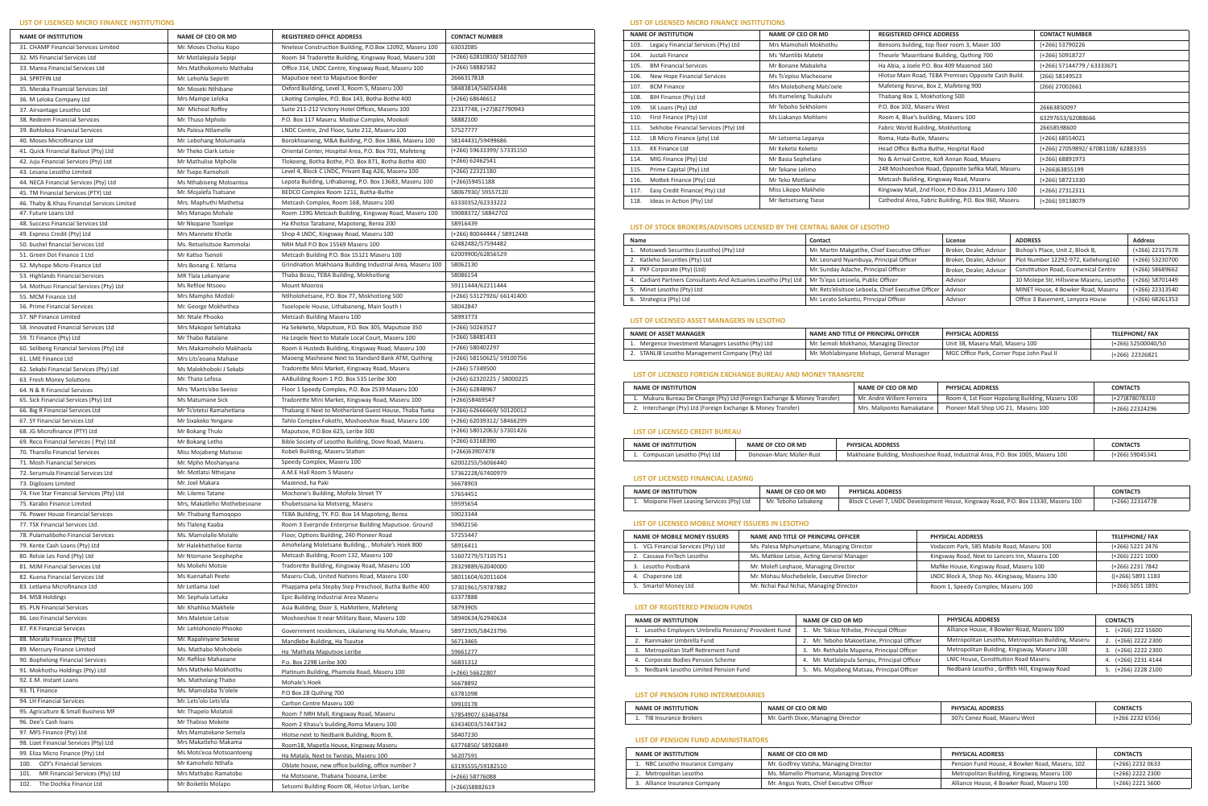## LIST OF LISENSED MICRO FINANCE INSTITUTIONS

| NAME OF INSTITUTION | NAME OF CEO OR MD | REGISTERED OFFICE ADDRESS | CONTACT NUMBER |
|---|---|---|---|
| 31. CHAMP Financial Services Limited | Mr. Moses Cholsu Kopo | Nnelese Construction Building, P.O.Box 12092, Maseru 100 | 63032085 |
| 32. MS Financial Services Ltd | Mr Motlalepula Sepipi | Room 34 Tradorette Building, Kingsway Road, Maseru 100 | (+266) 62810810/ 58102769 |
| 33. Marea Financial Services Ltd | Mrs Mathokomelo Mathaba | Office 314, LNDC Centre, Kingsway Road, Maseru 100 | (+266) 58882582 |
| 34. SPRTFIN Ltd | Mr. Lehohla Sepiriti | Maputsoe next to Maputsoe Border | 2666317818 |
| 35. Meraka Financial Services Ltd | Mr. Moseki Nthibane | Oxford Building, Level 3, Room 5, Maseru 100 | 58483814/56054348 |
| 36. M Leloka Company Ltd | Mrs Mampe Leloka | Likoting Complex, P.O. Box 143, Botha-Bothe 400 | (+266) 68646612 |
| 37. Airvantage Lesotho Ltd | Mr Micheal Roffey | Suite 211-212 Victory Hotel Offices, Maseru 100 | 22317748, (+27)827790943 |
| 38. Redeem Financial Services | Mr. Thuso Mpholo | P.O. Box 117 Maseru. Modise Complex, Mookoli | 58882100 |
| 39. Bohlokoa Financial Services | Ms Palesa Ntlamelle | LNDC Centre, 2nd Floor, Suite 212, Maseru 100 | 57527777 |
| 40. Moses Microfinance Ltd | Mr. Lebohang Molumaela | Borokhoaneng, M&A Building, P.O. Box 1866, Maseru 100 | 58144431/59499686 |
| 41. Quick Financial Bailout (Pty) Ltd | Mr Theko Clark Letsie | Oriental Center, Hospital Area, P.O. Box 701, Mafeteng | (+266) 59633399/ 57335150 |
| 42. Juju Financial Services (Pty) Ltd | Mr Mathulise Mpholle | Tlokoeng, Botha Bothe, P.O. Box 871, Botha Bothe 400 | (+266) 62462541 |
| 43. Lesana Lesotho Limited | Mr Tsepo Ramoholi | Level 4, Block C LNDC, Privant Bag A26, Maseru 100 | (+266) 22321180 |
| 44. NECA Financial Services (Pty) Ltd | Ms Nthabiseng Moloantoa | Lepota Building, Lithabaneg, P.O. Box 13683, Maseru 100 | (+266)59451188 |
| 45. TM Financial Services (PTY) Ltd | Mr. Mojalefa Tsatsane | BEDCO Complex Room 1211, Butha-Buthe | 58067930/ 59557120 |
| 46. Thaby & Khau Financial Services Limited | Mrs. Maphuthi Mathetsa | Metcash Complex, Room 168, Maseru 100 | 63330352/62333222 |
| 47. Future Loans Ltd | Mr Manapo Mohale | Room 139G Metcash Building, Kingsway Road, Maseru 100 | 59088372/ 58842702 |
| 48. Success Financial Services Ltd | Mr Nkopane Tsoelipe | Ha Khotso Tarabane, Mapoteng, Berea 200 | 58916439 |
| 49. Express Credit (Pty) Ltd | Mr Mannete Khotle | Shop 4 LNDC, Kingsway Road, Maseru 100 | (+266) 80044444 / 58912448 |
| 50. bushel financial Services Ltd | Ms. Retselisitsoe Rammolai | NRH Mall P.O Box 15569 Maseru 100 | 62482482/57594482 |
| 51. Green Dot Finance 1 Ltd | Mr Katiso Tsenoli | Metcash Building P.O. Box 15121 Maseru 100 | 62009900/62856529 |
| 52. Myhope Micro-Finance Ltd | Mrs Bonang E. Ntlama | Grindnation Makhoana Building Industrial Area, Maseru 100 | 58062130 |
| 53. Highlands Financial Services | MR Tlala Lekanyane | Thaba Bosiu, TEBA Building, Mokhotlong | 58086154 |
| 54. Mothusi Financial Services (Pty) Ltd | Ms Refiloe Ntsoeu | Mount Moorosi | 59111444/62211444 |
| 55. MCM Finance Ltd | Mrs Mampho Motloli | Ntlholohetsane, P.O. Box 77, Mokhotlong 500 | (+266) 53127926/ 66141400 |
| 56. Prime Financial Services | Mr. George Mokhethea | Tsoelopele House, Lithabaneng, Main South I | 58042847 |
| 57. NP Finance Limited | Mr. Ntale Phooko | Metcash Building Maseru 100 | 58993773 |
| 58. Innovated Financial Services Ltd | Mrs Makopoi Sehlabaka | Ha Sekekete, Maputsoe, P.O. Box 305, Maputsoe 350 | (+266) 50263527 |
| 59. TJ Finance (Pty) Ltd | Mr Thabo Ratalane | Ha Leqele Next to Matale Local Court, Maseru 100 | (+266) 58481433 |
| 60. Selibeng Financial Services (Pty) Ltd | Ms Makamohelo Maikhaola | Room 6 Husteds Building, Kingsway Road, Maseru 100 | (+266) 580402297 |
| 61. LME Finance Ltd | Mrs Lits'eoana Mahase | Maoeng Masheane Next to Standard Bank ATM, Quthing | (+266) 58150625/ 59100756 |
| 62. Sekabi Financial Services (Pty) Ltd | Mr Malekhoboki J Sekabi | Tradorette Mini Market, Kingsway Road, Maseru | (+266) 57349500 |
| 63. Fresh Money Solutions | Mr. Thato Lefosa | AABuilding Room 1 P.O. Box 535 Leribe 300 | (+266) 62320225 / 58000225 |
| 64. N & R Financial Services | Mrs 'Mants'ebo Seeiso | Floor 1 Speedy Complex, P.O. Box 2539 Maseru 100 | (+266) 62848967 |
| 65. Sick Financial Services (Pty) Ltd | Ms Matumane Sick | Tradorette Mini Market, Kingsway Road, Maseru 100 | (+266)58469547 |
| 66. Big R Financial Services Ltd | Mr Ts'otetsi Ramahetlana | Thabang II Next to Motherland Guest House, Thaba Tseka | (+266) 62666669/ 50120012 |
| 67. SY Financial Services Ltd | Mr Sixakeko Yengane | Tahlo Complex Fokothi, Moshoeshoe Road, Maseru 100 | (+266) 62039312/ 58466299 |
| 68. JG Microfinance (PTY) Ltd | Mr Bokang Thulo | Maputsoe, P.O.Box 625, Leribe 300 | (+266) 58012063/ 57301426 |
| 69. Reco Financial Services ( Pty) Ltd | Mr Bokang Letho | Bible Society of Lesotho Building, Dove Road, Maseru. | (+266) 63168390 |
| 70. Tharollo Financial Services | Miss Mojabeng Matsoso | Kobeli Building, Maseru Station | (+266)63907478 |
| 71. Mosh Financial Services | Mr. Mpho Moshanyana | Speedy Complex, Maseru 100 | 62002255/56066440 |
| 72. Serumula Financial Services Ltd | Mr. Motlatsi Nthejane | A.M.E Hall Room 5 Maseru | 57362228/67400979 |
| 73. Digiloans Limited | Mr. Joel Makara | Mazenod, ha Paki | 56678903 |
| 74. Five Star Financial Services (Pty) Ltd | Mr. Lilemo Tatane | Mochone's Building, Mofolo Street TY | 57654451 |
| 75. Karabo Finance Limited | Mrs, Makatleho Mothebesoane | Khubetsoana ka Motseng, Maseru | 59595654 |
| 76. Power House Financial Services | Mr. Thabang Ramoqopo | TEBA Building, TY. P.O. Box 14 Mapoteng, Berea | 59023344 |
| 77. TSK Financial Services Ltd. | Ms Tlaleng Kaaba | Room 3 Everpride Enterprise Building Maputsoe. Ground | 59402156 |
| 78. Pulamaliboho Financial Services | Ms. Mamolalle Molalle | Floor, Options Building, 240 Pioneer Road | 57255447 |
| 79. Kente Cash Loans (Pty) Ltd | Mr Halekhethelhoe Kente | Amohelang Moletsane Building, , Mohale's Hoek 800 | 58916411 |
| 80. Relsie Les Fond (Pty) Ltd | Mr Ntomane Seephephe | Metcash Building, Room 132, Maseru 100 | 51607279/57105751 |
| 81. MJM Financial Services Ltd | Ms Moliehi Motsie | Tradorette Building, Kingsway Road, Maseru 100 | 28329889/62040000 |
| 82. Kuena Financial Services Ltd | Ms Kuenahali Peete | Maseru Club, United Nations Road, Maseru 100 | 58011604/62011604 |
| 83. Letlama Microfinance Ltd | Mr Letlama Joel | Phapjama pela Stepby Step Preschool, Butha Buthe 400 | 57301961/59787882 |
| 84. MSB Holdings | Mr. Sephula Letuka | Epic Building Industrial Area Maseru | 63377888 |
| 85. PLN Financial Services | Mr. Khahliso Makhele | Asia Building, Door 3, HaMotlere, Mafeteng | 58793905 |
| 86. Leo Financial Services | Mr. Maletsie Letsie | Moshoeshoe II near Military Base, Maseru 100 | 58940634/62940634 |
| 87. P.K Financial Services | Mr. Lehlohonolo Phooko | Government residences, Likalaneng Ha Mohale, Maseru | 58972305/58423796 |
| 88. Moralla Finance (Pty) Ltd | Mr. Rapalinyane Sekese | Mandlebe Building, Ha Tsautse | 56713465 |
| 89. Mercury Finance Limited | Ms. Mathabo Mohobelo | Ha 'Mathata Maputsoe Leribe | 59661277 |
| 90. Bophelong Financial Services | Mr. Refiloe Mahaoane | P.o. Box 2298 Leribe 300 | 56831312 |
| 91. Mokhothu Holdings (Pty) Ltd | Mr Matheko Mokhothu | Platinum Building, Phamola Road, Maseru 100 | (+266) 56622807 |
| 92. E.M. Instant Loans | Ms. Matholang Thabo | Mohale's Hoek | 56678892 |
| 93. TL Finance | Ms. Mamolaba Ts'olele | P.O Box 28 Quthing 700 | 63781098 |
| 94. LH Financial Services | Mr. Lets'olo Lets'ela | Carlton Centre Maseru 100 | 59910178 |
| 95. Agriculture & Small Business MF | Mr. Thapelo Molatoli | Room 7 NRH Mall, Kingsway Road, Maseru | 57854907/ 63464784 |
| 96. Dee's Cash loans | Mr Thabiso Mokete | Room 2 Khasu's building,Roma Maseru 100 | 63434003/57447342 |
| 97. MFS Finance (Pty) Ltd | Mrs Mamatekane Semela | Hlotse next to Nedbank Building, Room 8, | 58407230 |
| 98. Lizet Financial Services (Pty) Ltd | Mrs Makatleho Makama | Room18, Mapetla House, Kingsway Maseru | 63776850/ 58926849 |
| 99. Eliza Micro Finance (Pty) Ltd | Ms Mots'eoa Motsoantoeng | Ha Matala, Next to Twistas, Maseru 100 | 56207591 |
| 100. OZY's Financial Services | Mr Kamohelo Nthafa | Oblate house, new office building, office number 7 | 63195555/59182510 |
| 101. MR Financial Services (Pty) Ltd | Mrs Mathabo Ramatobo | Ha Motsoane, Thabana Tsooana, Leribe | (+266) 58776088 |
| 102. The Dochka Finance Ltd | Mr Boiketlo Molapo | Setsomi Building Room 08, Hlotse Urban, Leribe | (+266)58882619 |
| 103. Legacy Financial Services (Pty) Ltd | Mrs Mamoholi Mokhothu | Bensons bulding, top floor room 3, Maser 100 | (+266) 53790226 |
| 104. Justali Finance | Ms 'Mantlibi Matete | Thesele 'Maseribane Building, Quthing 700 | (+266) 50918727 |
| 105. BM Financial Services | Mr Bonane Mabaleha | Ha Abia, a Joele P.O. Box 409 Mazenod 160 | (+266) 57144779 / 63333671 |
| 106. New Hope Financial Services | Ms Ts'episo Macheoane | Hlotse Main Road, TEBA Premises Opposite Cash Build. | (266) 58149523 |
| 107. BCM Finance | Mrs Moleboheng Mats'oele | Mafeteng Resrve, Box 2, Mafeteng 900 | (266) 27002661 |
| 108. BIH Finance (Pty) Ltd | Ms Itumeleng Tsukuluhi | Thabang Box 1, Mokhotlong 500 | |
| 109. SK Loans (Pty) Ltd | Mr Teboho Sekholomi | P.O. Box 102, Maseru West | 26663850097 |
| 110. First Finance (Pty) Ltd | Ms Liakanyo Mohlomi | Room 4, Blue's Building, Maseru 100 | 63297653/62088666 |
| 111. Sekhobe Financial Services (Pty) Ltd | | Fabric World Building, Mokhotlong | 26658598600 |
| 112. LB Micro Finance (pty) Ltd | Mr Letsema Lepanya | Roma, Hata-Butle, Maseru | (+266) 68554021 |
| 113. KK Finance Ltd | Mr Keketsi Keketsi | Head Office Butha Buthe, Hospital Raod | (+266) 27059892/ 67081108/ 62883355 |
| 114. MIG Finance (Pty) Ltd | Mr Basia Sephelane | No & Arrival Centre, Kofi Annan Road, Maseru | (+266) 68891973 |
| 115. Prime Capital (Pty) Ltd | Mr Tekane Lelimo | 248 Moshoeshoe Road, Opposite Sefika Mall, Maseru | (+266)63855199 |
| 116. Mottek Finance (Pty) Ltd | Mr Teko Motlane | Metcash Building, Kingsway Road, Maseru | (+266) 58721330 |
| 117. Easy Credit Finance( Pty) Ltd | Miss Likopo Makhele | Kingsway Mall, 2nd Floor, P.O.Box 2311 ,Maseru 100 | (+266) 27312311 |
| 118. Ideas in Action (Pty) Ltd | Mr Iketsetseng Tsese | Cathedral Area, Fabric Building, P.O. Box 960, Maseru | (+266) 59138079 |

## LIST OF STOCK BROKERS/ADVISORS LICENSED BY THE CENTRAL BANK OF LESOTHO

| Name | Contact | License | ADDRESS | Address |
|---|---|---|---|---|
| 1. Motswedi Securities (Lesotho) (Pty) Ltd | Mr. Martin Makgatlhe, Chief Executive Officer | Broker, Dealer, Advisor | Bishop's Place, Unit 2, Block B, | (+266) 22317578 |
| 2. Katleho Securities (Pty) Ltd | Mr. Leonard Nyambuya, Principal Officer | Broker, Dealer, Advisor | Plot Number 12292-972, Katlehong160 | (+266) 53230700 |
| 3. PKF Corporate (Pty) (Ltd) | Mr. Sunday Adache, Principal Officer | Broker, Dealer, Advisor | Constitution Road, Ecumenical Centre | (+266) 58689662 |
| 4. Cadiant Partners Consultants And Actuaries Lesotho (Pty) Ltd | Mr Ts'epo Letsoela, Public Officer | Advisor | 10 Molepe Str, Hillsview Maseru, Lesotho | (+266) 58701449 |
| 5. Minet Lesotho (Pty) Ltd | Mr. Rets'elisitsoe Leboela, Chief Executive Officer | Advisor | MINET House, 4 Bowker Road, Maseru | (+266) 22313540 |
| 6. Strategica (Pty) Ltd | Mr. Lerato Sekantsi, Principal Officer | Advisor | Office 3 Basement, Lenyora House | (+266) 68261353 |

## LIST OF LICENSED ASSET MANAGERS IN LESOTHO

| NAME OF ASSET MANAGER | NAME AND TITLE OF PRINCIPAL OFFICER | PHYSICAL ADDRESS | TELEPHONE/ FAX |
|---|---|---|---|
| 1. Mergence Investment Managers Lesotho (Pty) Ltd | Mr. Semoli Mokhanoi, Managing Director | Unit 38, Maseru Mall, Maseru 100 | (+266) 52500040/50 |
| 2. STANLIB Lesotho Management Company (Pty) Ltd | Mr. Mohlabinyane Mohapi, General Manager | MGC Office Park, Corner Pope John Paul II | (+266) 22326821 |

## LIST OF LICENSED FOREIGN EXCHANGE BUREAU AND MONEY TRANSFERE

| NAME OF INSTITUTION | NAME OF CEO OR MD | PHYSICAL ADDRESS | CONTACTS |
|---|---|---|---|
| 1. Mukuru Bureau De Change (Pty) Ltd (Foreign Exchange & Money Transfer) | Mr. Andre Willem Ferreira | Room 4, 1st Floor Hopolang Building, Maseru 100 | (+27)878078310 |
| 2. Interchange (Pty) Ltd (Foreign Exchange & Money Transfer) | Mrs. Maliponto Ramakatane | Pioneer Mall Shop UG 21, Maseru 100 | (+266) 22324296 |

## LIST OF LICENSED CREDIT BUREAU

| NAME OF INSTITUTION | NAME OF CEO OR MD | PHYSICAL ADDRESS | CONTACTS |
|---|---|---|---|
| 1. Compuscan Lesotho (Pty) Ltd | Donovan-Marc Müller-Rust | Makhoane Building, Moshoeshoe Road, Industrial Area, P.O. Box 1005, Maseru 100 | (+266) 59045341 |

## LIST OF LICENSED FINANCIAL LEASING

| NAME OF INSTITUTION | NAME OF CEO OR MD | PHYSICAL ADDRESS | CONTACTS |
|---|---|---|---|
| 1. Moipone Fleet Leasing Services (Pty) Ltd | Mr. Teboho Lebakeng | Block C Level 7, LNDC Development House, Kingsway Road, P.O. Box 11330, Maseru 100 | (+266) 22314778 |

## LIST OF LICENSED MOBILE MONEY ISSUERS IN LESOTHO

| NAME OF MOBILE MONEY ISSUERS | NAME AND TITLE OF PRINCIPAL OFFICER | PHYSICAL ADDRESS | TELEPHONE/ FAX |
|---|---|---|---|
| 1. VCL Financial Services (Pty) Ltd | Ms. Palesa Mphunyetsane, Managing Director | Vodacom Park, 585 Mabile Road, Maseru 100 | (+266) 5221 2476 |
| 2. Cassava FinTech Lesotho | Ms. Matikoe Letsie, Acting General Manager | Kingsway Road, Next to Lancers Inn, Maseru 100 | (+266) 2221 1000 |
| 3. Lesotho Postbank | Mr. Molefi Leqhaoe, Managing Director | Mafike House, Kingsway Road, Maseru 100 | (+266) 2231 7842 |
| 4. Chaperone Ltd | Mr. Mohau Mochebelele, Executive Director | LNDC Block A, Shop No. 4Kingsway, Maseru 100 | ((+266) 5891 1183 |
| 5. Smartel Money Ltd | Mr. Nchai Paul Nchai, Managing Director | Room 1, Speedy Complex, Maseru 100 | (+266) 5051 1891 |

## LIST OF REGISTERED PENSION FUNDS

| NAME OF INSTITUTION | NAME OF CEO OR MD | PHYSICAL ADDRESS | CONTACTS |
|---|---|---|---|
| 1. Lesotho Employers Umbrella Pensions/ Provident Fund | 1. Mr. Tokiso Nthebe, Principal Officer | Alliance House, 4 Bowker Road, Maseru 100 | 1. (+266) 222 15600 |
| 2. Rainmaker Umbrella Fund | 2. Mr. Teboho Makoetlane, Principal Officer | Metropolitan Lesotho, Metropolitan Building, Maseru | 2. (+266) 2222 2300 |
| 3. Metropolitan Staff Retirement Fund | 3. Mr. Rethabile Mapena, Principal Officer | Metropolitan Building, Kingsway, Maseru 100 | 3. (+266) 2222 2300 |
| 4. Corporate Bodies Pension Scheme | 4. Mr. Motlalepula Sempu, Principal Officer | LNIC House, Constitution Road Maseru | 4. (+266) 2231 4144 |
| 5. Nedbank Lesotho Limited Pension Fund | 5. Ms. Mojabeng Matsau, Principal Officer | Nedbank Lesotho , Griffith Hill, Kingsway Road | 5. (+266) 2228 2100 |

## LIST OF PENSION FUND INTERMEDIARIES

| NAME OF INSTITUTION | NAME OF CEO OR MD | PHYSICAL ADDRESS | CONTACTS |
|---|---|---|---|
| 1. TIB Insurance Brokers | Mr. Garth Dixie, Managing Director | 307c Cenez Road, Maseru West | (+266 2232 6556) |

## LIST OF PENSION FUND ADMINISTRATORS

| NAME OF INSTITUTION | NAME OF CEO OR MD | PHYSICAL ADDRESS | CONTACTS |
|---|---|---|---|
| 1. NBC Lesotho Insurance Company | Mr. Godfrey Vatsha, Managing Director | Pension Fund House, 4 Bowker Road, Maseru, 102 | (+266) 2232 0633 |
| 2. Metropolitan Lesotho | Ms. Mamello Phomane, Managing Director | Metropolitan Building, Kingsway, Maseru 100 | (+266) 2222 2300 |
| 3. Alliance Insurance Company | Mr. Angus Yeats, Chief Executive Officer | Alliance House, 4 Bowker Road, Maseru 100 | (+266) 2221 5600 |